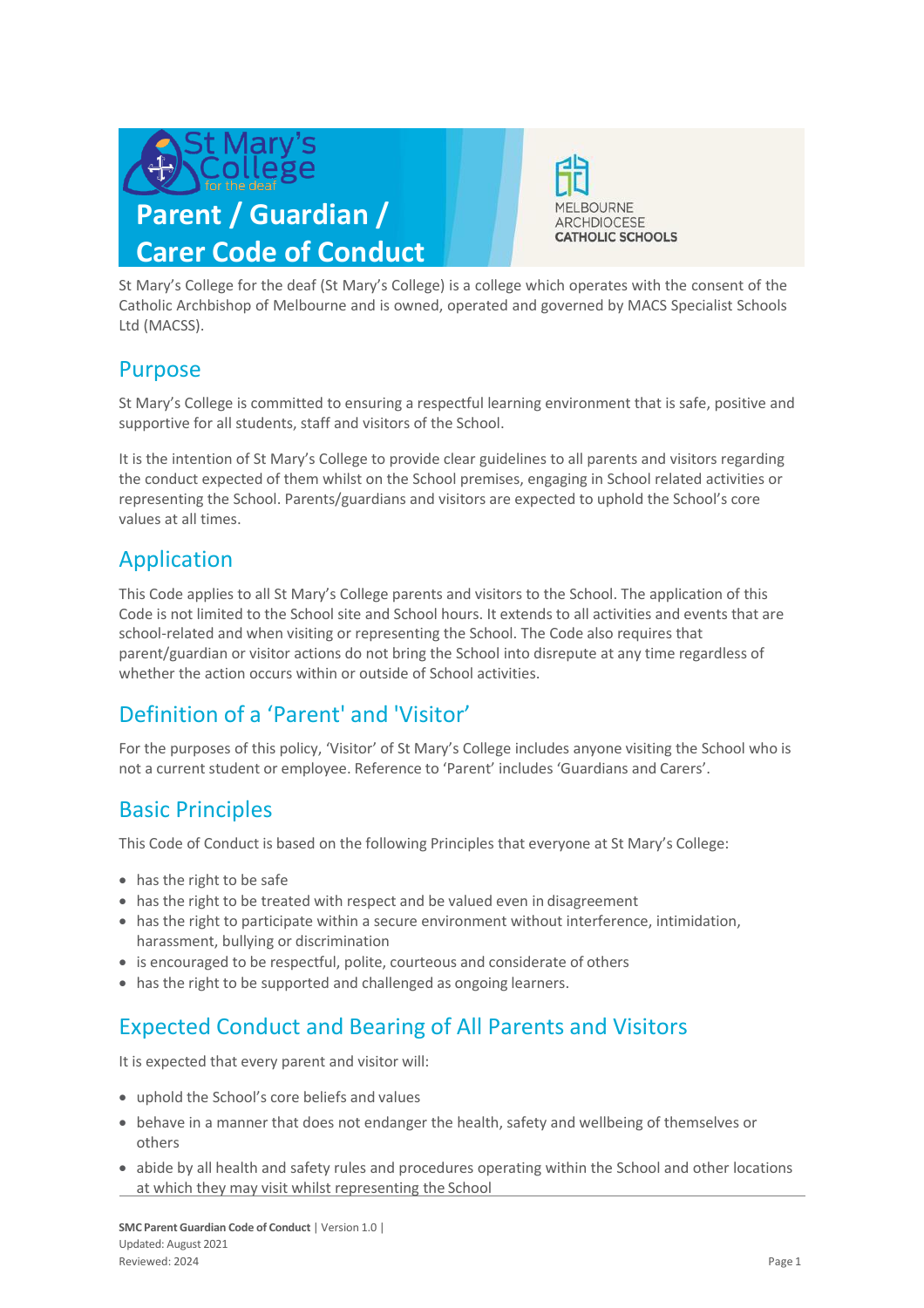# Parent / Guardian / Carer Code of Conduct

St Mary's College for the deaf (St Mary's College) is a college which operates with the consent of the Catholic Archbishop of Melbourne and is owned, operated and governed by MACS Specialist Schools Ltd (MACSS).

## Purpose

St Mary's College is committed to ensuring a respectful learning environment that is safe, positive and supportive for all students, staff and visitors of the School.

It is the intention of St Mary's College to provide clear guidelines to all parents and visitors regarding the conduct expected of them whilst on the School premises, engaging in School related activities or representing the School. Parents/guardians and visitors are expected to uphold the School's core values at all times.

## Application

This Code applies to all St Mary's College parents and visitors to the School. The application of this Code is not limited to the School site and School hours. It extends to all activities and events that are school-related and when visiting or representing the School. The Code also requires that parent/guardian or visitor actions do not bring the School into disrepute at any time regardless of whether the action occurs within or outside of School activities.

## Definition of a 'Parent' and 'Visitor'

For the purposes of this policy, 'Visitor' of St Mary's College includes anyone visiting the School who is not a current student or employee. Reference to 'Parent' includes 'Guardians and Carers'.

## Basic Principles

This Code of Conduct is based on the following Principles that everyone at St Mary's College:

- has the right to be safe
- has the right to be treated with respect and be valued even in disagreement
- has the right to participate within a secure environment without interference, intimidation, harassment, bullying or discrimination
- is encouraged to be respectful, polite, courteous and considerate of others
- has the right to be supported and challenged as ongoing learners.

## Expected Conduct and Bearing of All Parents and Visitors

It is expected that every parent and visitor will:

- uphold the School's core beliefs and values
- behave in a manner that does not endanger the health, safety and wellbeing of themselves or others
- abide by all health and safety rules and procedures operating within the School and other locations at which they may visit whilst representing the School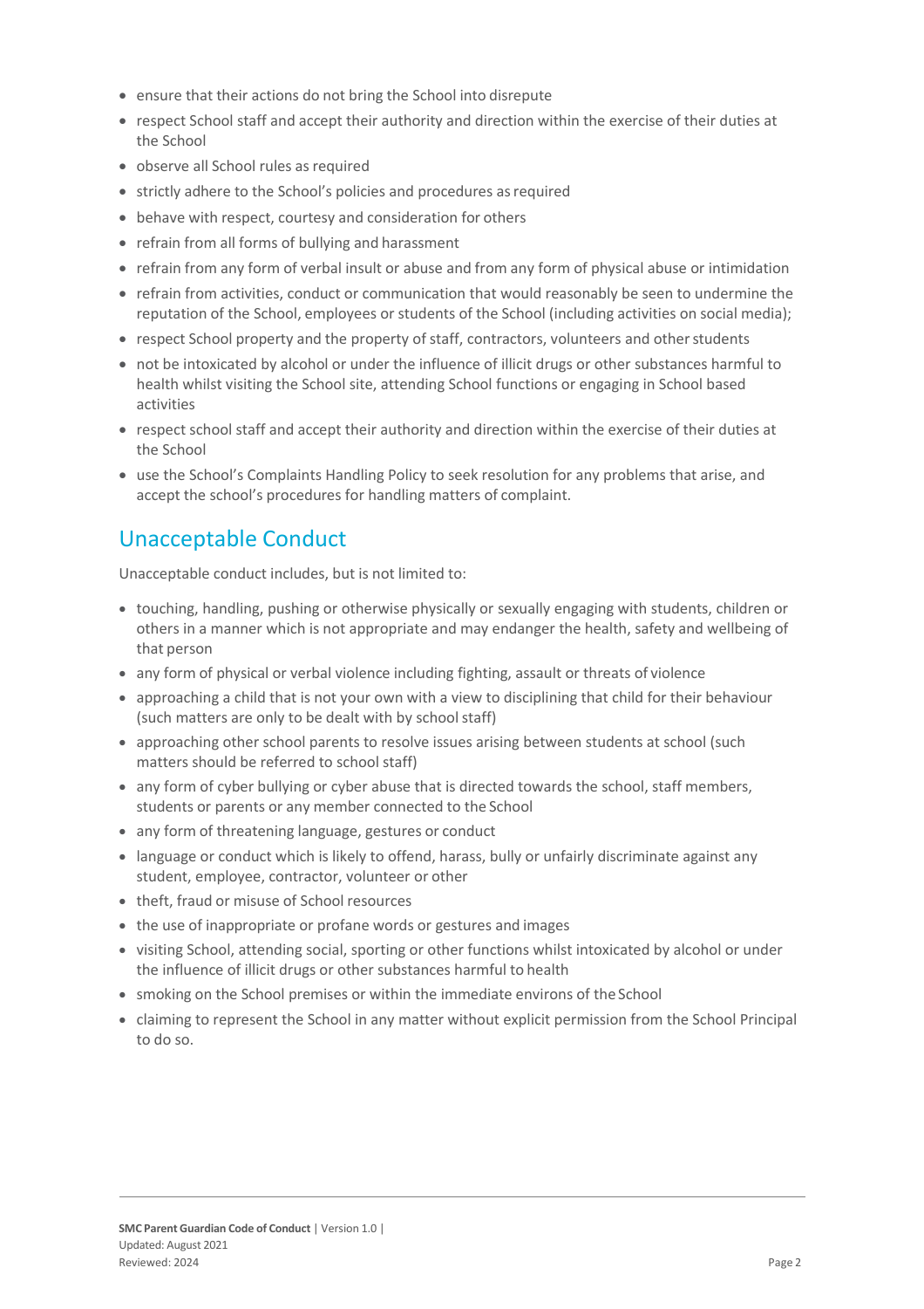- ensure that their actions do not bring the School into disrepute
- respect School staff and accept their authority and direction within the exercise of their duties at the School
- observe all School rules as required
- strictly adhere to the School's policies and procedures as required
- behave with respect, courtesy and consideration for others
- refrain from all forms of bullying and harassment
- refrain from any form of verbal insult or abuse and from any form of physical abuse or intimidation
- refrain from activities, conduct or communication that would reasonably be seen to undermine the reputation of the School, employees or students of the School (including activities on social media);
- respect School property and the property of staff, contractors, volunteers and other students
- not be intoxicated by alcohol or under the influence of illicit drugs or other substances harmful to health whilst visiting the School site, attending School functions or engaging in School based activities
- respect school staff and accept their authority and direction within the exercise of their duties at the School
- use the School's Complaints Handling Policy to seek resolution for any problems that arise, and accept the school's procedures for handling matters of complaint.

## Unacceptable Conduct

Unacceptable conduct includes, but is not limited to:

- touching, handling, pushing or otherwise physically or sexually engaging with students, children or others in a manner which is not appropriate and may endanger the health, safety and wellbeing of that person
- any form of physical or verbal violence including fighting, assault or threats of violence
- approaching a child that is not your own with a view to disciplining that child for their behaviour (such matters are only to be dealt with by school staff)
- approaching other school parents to resolve issues arising between students at school (such matters should be referred to school staff)
- any form of cyber bullying or cyber abuse that is directed towards the school, staff members, students or parents or any member connected to the School
- any form of threatening language, gestures or conduct
- language or conduct which is likely to offend, harass, bully or unfairly discriminate against any student, employee, contractor, volunteer or other
- theft, fraud or misuse of School resources
- the use of inappropriate or profane words or gestures and images
- visiting School, attending social, sporting or other functions whilst intoxicated by alcohol or under the influence of illicit drugs or other substances harmful to health
- smoking on the School premises or within the immediate environs of the School
- claiming to represent the School in any matter without explicit permission from the School Principal to do so.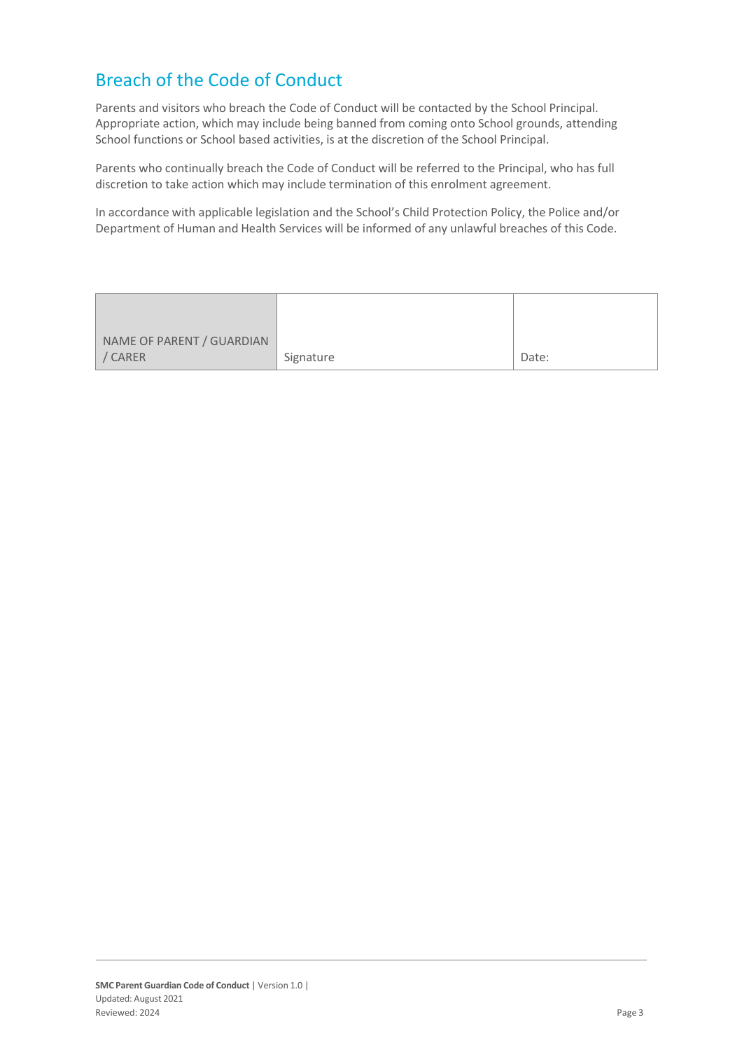## Breach of the Code of Conduct

Parents and visitors who breach the Code of Conduct will be contacted by the School Principal. Appropriate action, which may include being banned from coming onto School grounds, attending School functions or School based activities, is at the discretion of the School Principal.

Parents who continually breach the Code of Conduct will be referred to the Principal, who has full discretion to take action which may include termination of this enrolment agreement.

In accordance with applicable legislation and the School's Child Protection Policy, the Police and/or Department of Human and Health Services will be informed of any unlawful breaches of this Code.

| | | |
|---|---|---|
| NAME OF PARENT / GUARDIAN / CARER | Signature | Date: |